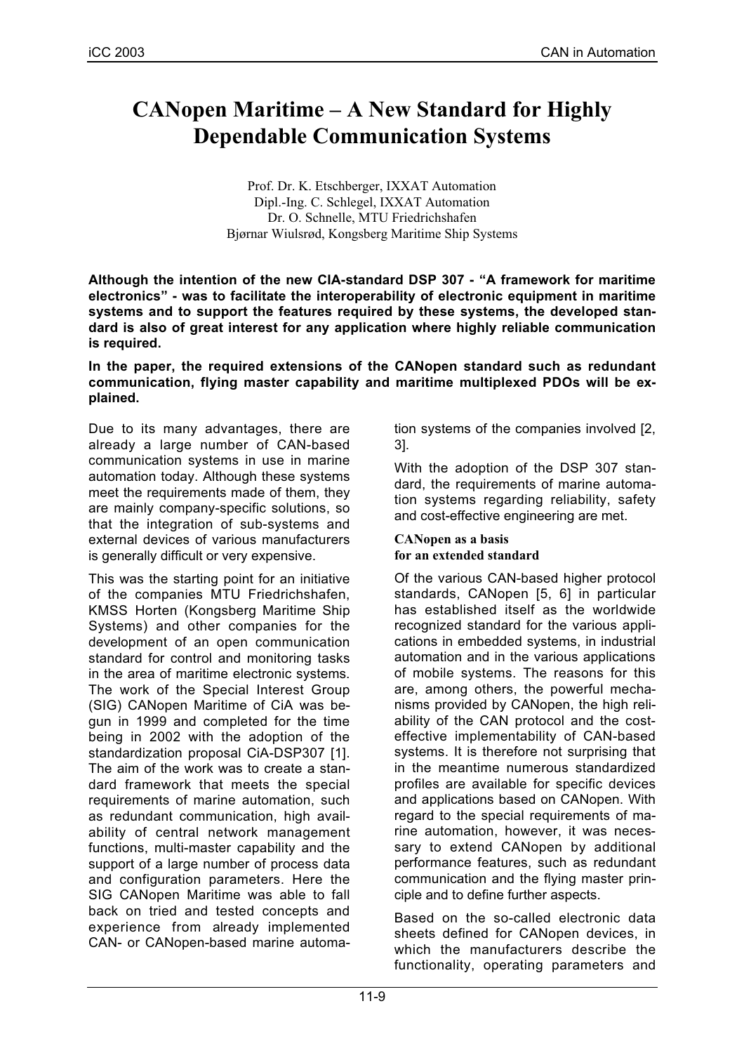# CANopen Maritime – A New Standard for Highly Dependable Communication Systems

Prof. Dr. K. Etschberger, IXXAT Automation
Dipl.-Ing. C. Schlegel, IXXAT Automation
Dr. O. Schnelle, MTU Friedrichshafen
Bjørnar Wiulsrød, Kongsberg Maritime Ship Systems

**Although the intention of the new CIA-standard DSP 307 - "A framework for maritime electronics" - was to facilitate the interoperability of electronic equipment in maritime systems and to support the features required by these systems, the developed standard is also of great interest for any application where highly reliable communication is required.**

**In the paper, the required extensions of the CANopen standard such as redundant communication, flying master capability and maritime multiplexed PDOs will be explained.**

Due to its many advantages, there are already a large number of CAN-based communication systems in use in marine automation today. Although these systems meet the requirements made of them, they are mainly company-specific solutions, so that the integration of sub-systems and external devices of various manufacturers is generally difficult or very expensive.

This was the starting point for an initiative of the companies MTU Friedrichshafen, KMSS Horten (Kongsberg Maritime Ship Systems) and other companies for the development of an open communication standard for control and monitoring tasks in the area of maritime electronic systems. The work of the Special Interest Group (SIG) CANopen Maritime of CiA was begun in 1999 and completed for the time being in 2002 with the adoption of the standardization proposal CiA-DSP307 [1]. The aim of the work was to create a standard framework that meets the special requirements of marine automation, such as redundant communication, high availability of central network management functions, multi-master capability and the support of a large number of process data and configuration parameters. Here the SIG CANopen Maritime was able to fall back on tried and tested concepts and experience from already implemented CAN- or CANopen-based marine automation systems of the companies involved [2, 3].

With the adoption of the DSP 307 standard, the requirements of marine automation systems regarding reliability, safety and cost-effective engineering are met.

### CANopen as a basis for an extended standard

Of the various CAN-based higher protocol standards, CANopen [5, 6] in particular has established itself as the worldwide recognized standard for the various applications in embedded systems, in industrial automation and in the various applications of mobile systems. The reasons for this are, among others, the powerful mechanisms provided by CANopen, the high reliability of the CAN protocol and the cost-effective implementability of CAN-based systems. It is therefore not surprising that in the meantime numerous standardized profiles are available for specific devices and applications based on CANopen. With regard to the special requirements of marine automation, however, it was necessary to extend CANopen by additional performance features, such as redundant communication and the flying master principle and to define further aspects.

Based on the so-called electronic data sheets defined for CANopen devices, in which the manufacturers describe the functionality, operating parameters and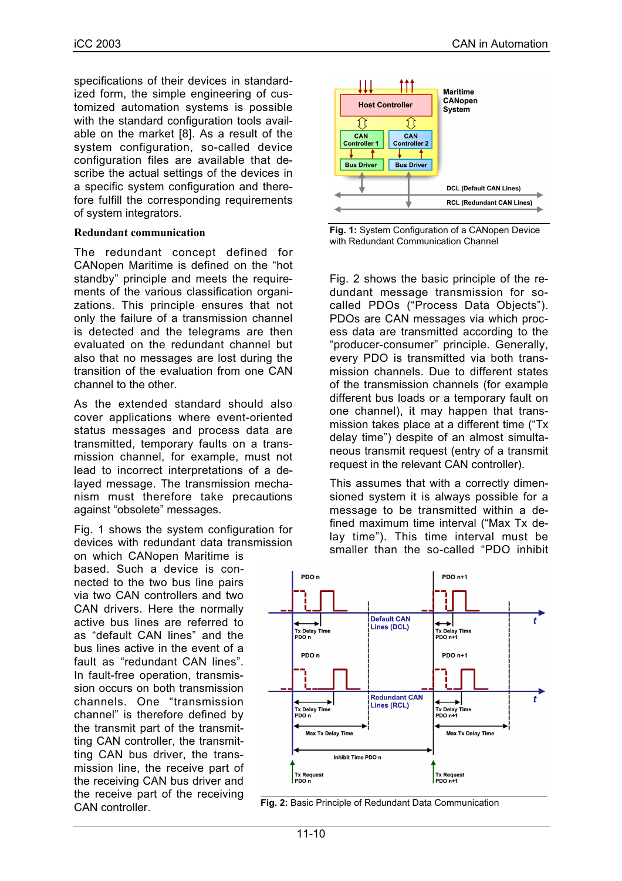specifications of their devices in standardized form, the simple engineering of customized automation systems is possible with the standard configuration tools available on the market [8]. As a result of the system configuration, so-called device configuration files are available that describe the actual settings of the devices in a specific system configuration and therefore fulfill the corresponding requirements of system integrators.

**Redundant communication**

The redundant concept defined for CANopen Maritime is defined on the "hot standby" principle and meets the requirements of the various classification organizations. This principle ensures that not only the failure of a transmission channel is detected and the telegrams are then evaluated on the redundant channel but also that no messages are lost during the transition of the evaluation from one CAN channel to the other.

As the extended standard should also cover applications where event-oriented status messages and process data are transmitted, temporary faults on a transmission channel, for example, must not lead to incorrect interpretations of a delayed message. The transmission mechanism must therefore take precautions against "obsolete" messages.

Fig. 1 shows the system configuration for devices with redundant data transmission on which CANopen Maritime is based. Such a device is connected to the two bus line pairs via two CAN controllers and two CAN drivers. Here the normally active bus lines are referred to as "default CAN lines" and the bus lines active in the event of a fault as "redundant CAN lines". In fault-free operation, transmission occurs on both transmission channels. One "transmission channel" is therefore defined by the transmit part of the transmitting CAN controller, the transmitting CAN bus driver, the transmission line, the receive part of the receiving CAN bus driver and the receive part of the receiving CAN controller.

**Fig. 1:** System Configuration of a CANopen Device with Redundant Communication Channel

Fig. 2 shows the basic principle of the redundant message transmission for so-called PDOs ("Process Data Objects"). PDOs are CAN messages via which process data are transmitted according to the "producer-consumer" principle. Generally, every PDO is transmitted via both transmission channels. Due to different states of the transmission channels (for example different bus loads or a temporary fault on one channel), it may happen that transmission takes place at a different time ("Tx delay time") despite of an almost simultaneous transmit request (entry of a transmit request in the relevant CAN controller).

This assumes that with a correctly dimensioned system it is always possible for a message to be transmitted within a defined maximum time interval ("Max Tx delay time"). This time interval must be smaller than the so-called "PDO inhibit

**Fig. 2:** Basic Principle of Redundant Data Communication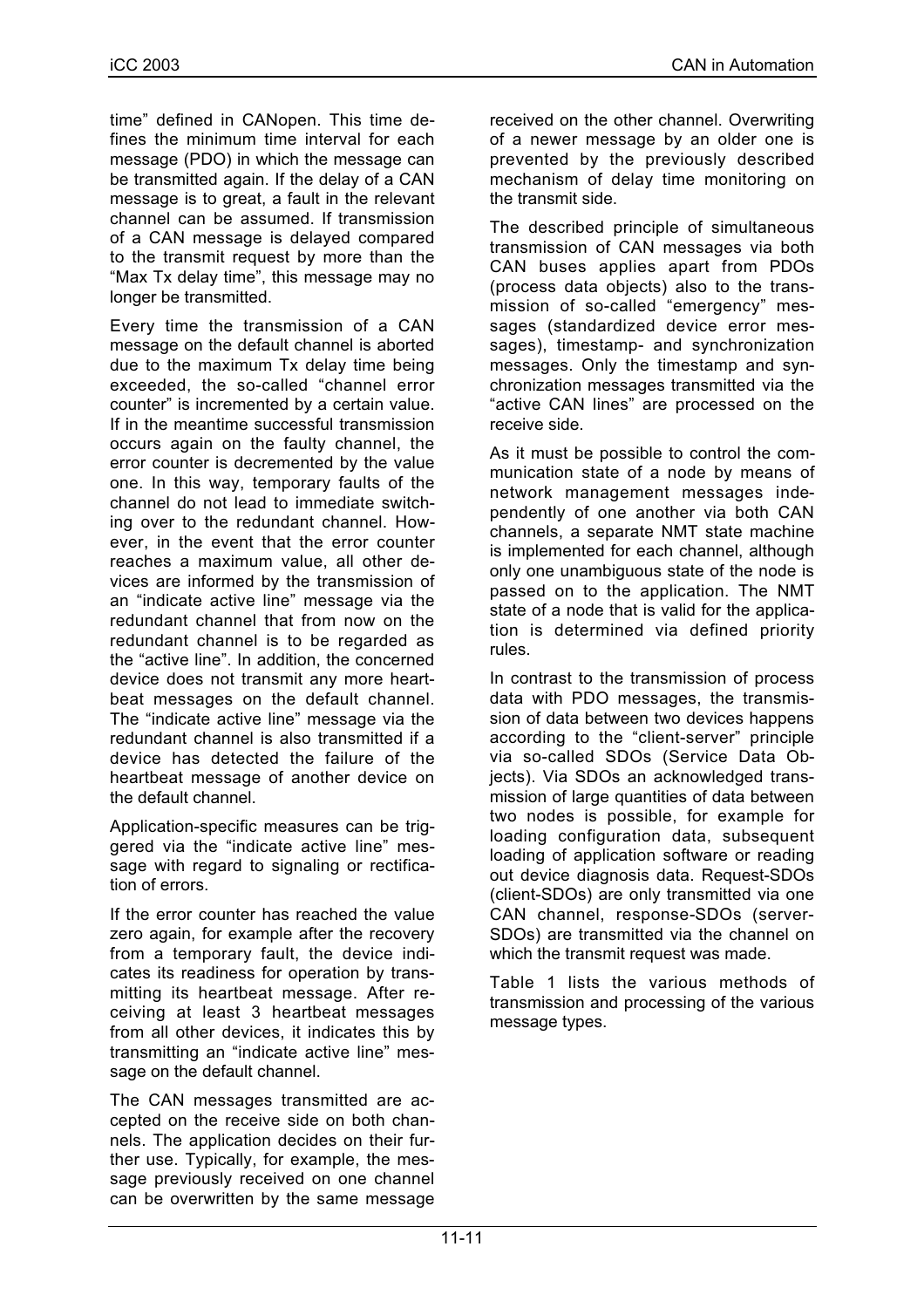time" defined in CANopen. This time defines the minimum time interval for each message (PDO) in which the message can be transmitted again. If the delay of a CAN message is to great, a fault in the relevant channel can be assumed. If transmission of a CAN message is delayed compared to the transmit request by more than the "Max Tx delay time", this message may no longer be transmitted.

Every time the transmission of a CAN message on the default channel is aborted due to the maximum Tx delay time being exceeded, the so-called "channel error counter" is incremented by a certain value. If in the meantime successful transmission occurs again on the faulty channel, the error counter is decremented by the value one. In this way, temporary faults of the channel do not lead to immediate switching over to the redundant channel. However, in the event that the error counter reaches a maximum value, all other devices are informed by the transmission of an "indicate active line" message via the redundant channel that from now on the redundant channel is to be regarded as the "active line". In addition, the concerned device does not transmit any more heartbeat messages on the default channel. The "indicate active line" message via the redundant channel is also transmitted if a device has detected the failure of the heartbeat message of another device on the default channel.

Application-specific measures can be triggered via the "indicate active line" message with regard to signaling or rectification of errors.

If the error counter has reached the value zero again, for example after the recovery from a temporary fault, the device indicates its readiness for operation by transmitting its heartbeat message. After receiving at least 3 heartbeat messages from all other devices, it indicates this by transmitting an "indicate active line" message on the default channel.

The CAN messages transmitted are accepted on the receive side on both channels. The application decides on their further use. Typically, for example, the message previously received on one channel can be overwritten by the same message received on the other channel. Overwriting of a newer message by an older one is prevented by the previously described mechanism of delay time monitoring on the transmit side.

The described principle of simultaneous transmission of CAN messages via both CAN buses applies apart from PDOs (process data objects) also to the transmission of so-called "emergency" messages (standardized device error messages), timestamp- and synchronization messages. Only the timestamp and synchronization messages transmitted via the "active CAN lines" are processed on the receive side.

As it must be possible to control the communication state of a node by means of network management messages independently of one another via both CAN channels, a separate NMT state machine is implemented for each channel, although only one unambiguous state of the node is passed on to the application. The NMT state of a node that is valid for the application is determined via defined priority rules.

In contrast to the transmission of process data with PDO messages, the transmission of data between two devices happens according to the "client-server" principle via so-called SDOs (Service Data Objects). Via SDOs an acknowledged transmission of large quantities of data between two nodes is possible, for example for loading configuration data, subsequent loading of application software or reading out device diagnosis data. Request-SDOs (client-SDOs) are only transmitted via one CAN channel, response-SDOs (server-SDOs) are transmitted via the channel on which the transmit request was made.

Table 1 lists the various methods of transmission and processing of the various message types.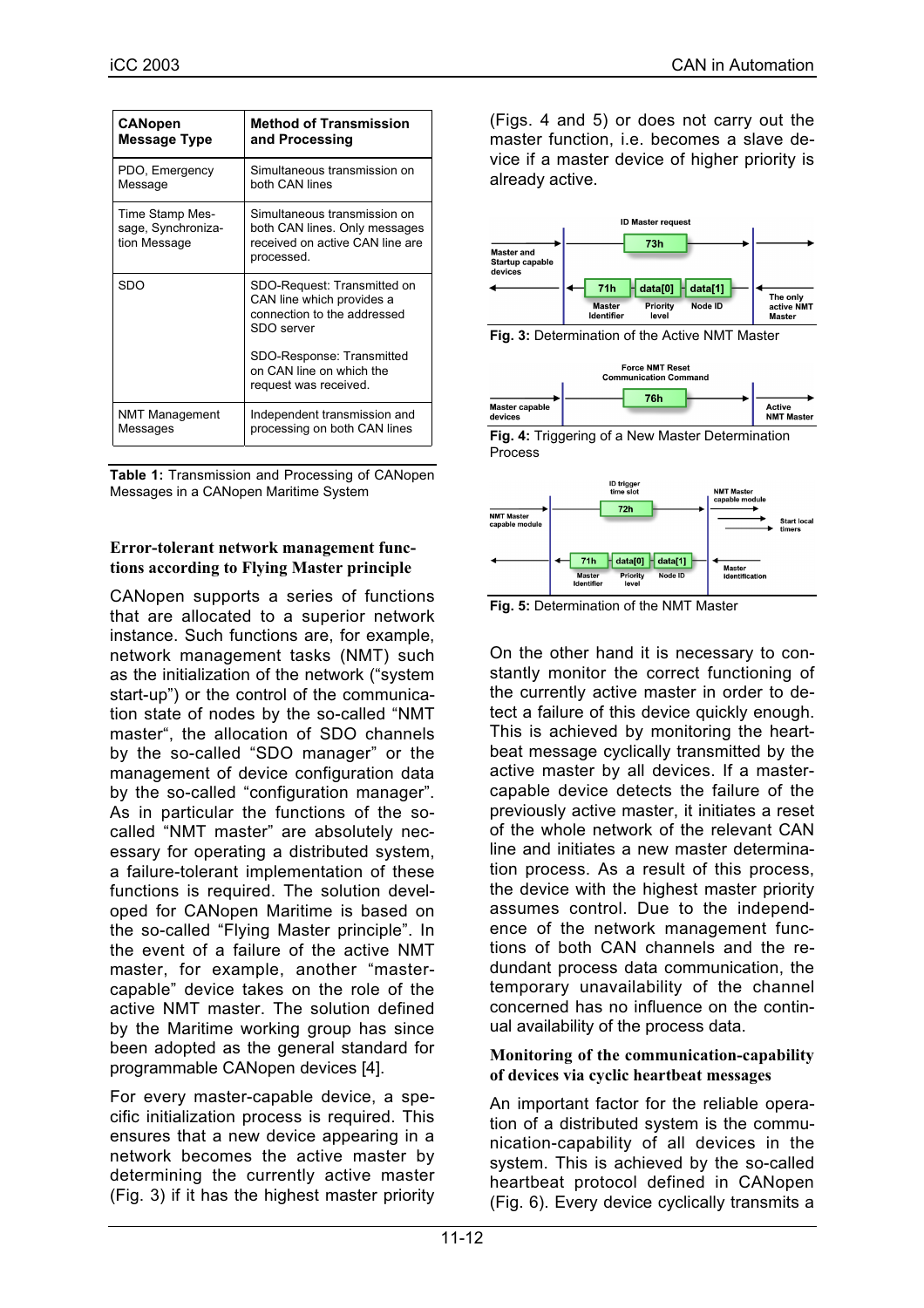| CANopen Message Type | Method of Transmission and Processing |
|---|---|
| PDO, Emergency Message | Simultaneous transmission on both CAN lines |
| Time Stamp Message, Synchronization Message | Simultaneous transmission on both CAN lines. Only messages received on active CAN line are processed. |
| SDO | SDO-Request: Transmitted on CAN line which provides a connection to the addressed SDO server<br><br>SDO-Response: Transmitted on CAN line on which the request was received. |
| NMT Management Messages | Independent transmission and processing on both CAN lines |

**Table 1:** Transmission and Processing of CANopen Messages in a CANopen Maritime System

## Error-tolerant network management functions according to Flying Master principle

CANopen supports a series of functions that are allocated to a superior network instance. Such functions are, for example, network management tasks (NMT) such as the initialization of the network ("system start-up") or the control of the communication state of nodes by the so-called "NMT master", the allocation of SDO channels by the so-called "SDO manager" or the management of device configuration data by the so-called "configuration manager". As in particular the functions of the so-called "NMT master" are absolutely necessary for operating a distributed system, a failure-tolerant implementation of these functions is required. The solution developed for CANopen Maritime is based on the so-called "Flying Master principle". In the event of a failure of the active NMT master, for example, another "master-capable" device takes on the role of the active NMT master. The solution defined by the Maritime working group has since been adopted as the general standard for programmable CANopen devices [4].

For every master-capable device, a specific initialization process is required. This ensures that a new device appearing in a network becomes the active master by determining the currently active master (Fig. 3) if it has the highest master priority (Figs. 4 and 5) or does not carry out the master function, i.e. becomes a slave device if a master device of higher priority is already active.

**Fig. 3:** Determination of the Active NMT Master

**Fig. 4:** Triggering of a New Master Determination Process

**Fig. 5:** Determination of the NMT Master

On the other hand it is necessary to constantly monitor the correct functioning of the currently active master in order to detect a failure of this device quickly enough. This is achieved by monitoring the heartbeat message cyclically transmitted by the active master by all devices. If a master-capable device detects the failure of the previously active master, it initiates a reset of the whole network of the relevant CAN line and initiates a new master determination process. As a result of this process, the device with the highest master priority assumes control. Due to the independence of the network management functions of both CAN channels and the redundant process data communication, the temporary unavailability of the channel concerned has no influence on the continual availability of the process data.

## Monitoring of the communication-capability of devices via cyclic heartbeat messages

An important factor for the reliable operation of a distributed system is the communication-capability of all devices in the system. This is achieved by the so-called heartbeat protocol defined in CANopen (Fig. 6). Every device cyclically transmits a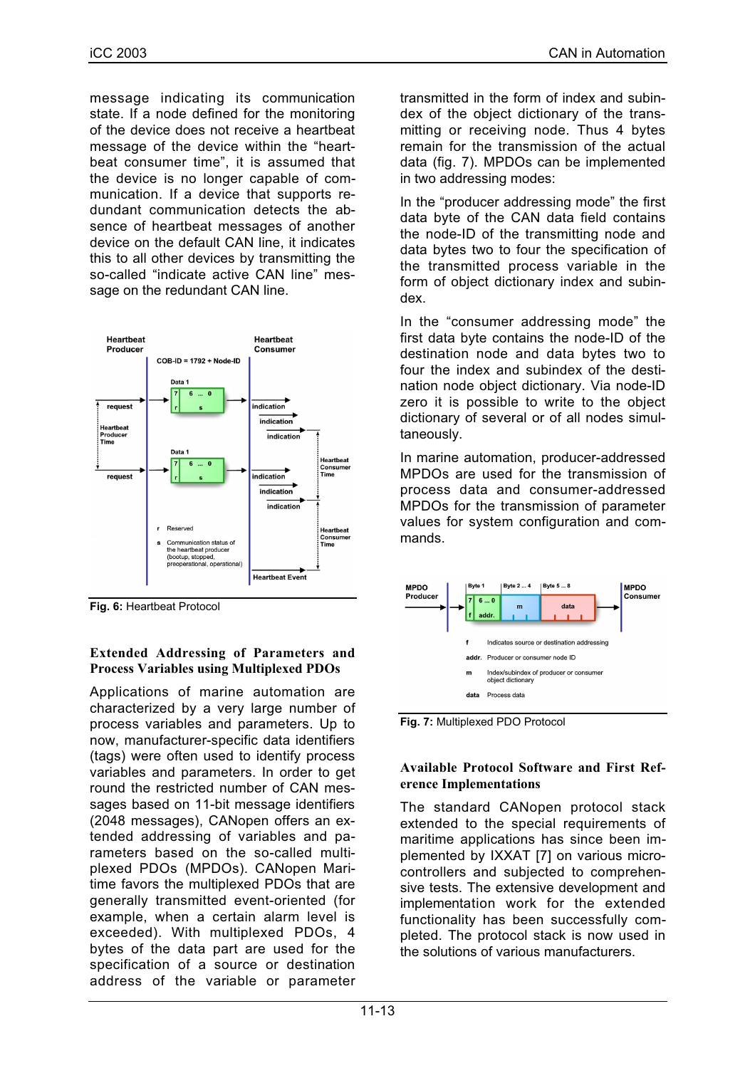message indicating its communication state. If a node defined for the monitoring of the device does not receive a heartbeat message of the device within the "heartbeat consumer time", it is assumed that the device is no longer capable of communication. If a device that supports redundant communication detects the absence of heartbeat messages of another device on the default CAN line, it indicates this to all other devices by transmitting the so-called "indicate active CAN line" message on the redundant CAN line.

**Fig. 6:** Heartbeat Protocol

### Extended Addressing of Parameters and Process Variables using Multiplexed PDOs

Applications of marine automation are characterized by a very large number of process variables and parameters. Up to now, manufacturer-specific data identifiers (tags) were often used to identify process variables and parameters. In order to get round the restricted number of CAN messages based on 11-bit message identifiers (2048 messages), CANopen offers extended addressing of variables and parameters based on the so-called multiplexed PDOs (MPDOs). CANopen Maritime favors the multiplexed PDOs that are generally transmitted event-oriented (for example, when a certain alarm level is exceeded). With multiplexed PDOs, 4 bytes of the data part are used for the specification of a source or destination address of the variable or parameter transmitted in the form of index and subindex of the object dictionary of the transmitting or receiving node. Thus 4 bytes remain for the transmission of the actual data (fig. 7). MPDOs can be implemented in two addressing modes:

In the "producer addressing mode" the first data byte of the CAN data field contains the node-ID of the transmitting node and data bytes two to four the specification of the transmitted process variable in the form of object dictionary index and subindex.

In the "consumer addressing mode" the first data byte contains the node-ID of the destination node and data bytes two to four the index and subindex of the destination node object dictionary. Via node-ID zero it is possible to write to the object dictionary of several or of all nodes simultaneously.

In marine automation, producer-addressed MPDOs are used for the transmission of process data and consumer-addressed MPDOs for the transmission of parameter values for system configuration and commands.

**Fig. 7:** Multiplexed PDO Protocol

### Available Protocol Software and First Reference Implementations

The standard CANopen protocol stack extended to the special requirements of maritime applications has since been implemented by IXXAT [7] on various microcontrollers and subjected to comprehensive tests. The extensive development and implementation work for the extended functionality has been successfully completed. The protocol stack is now used in the solutions of various manufacturers.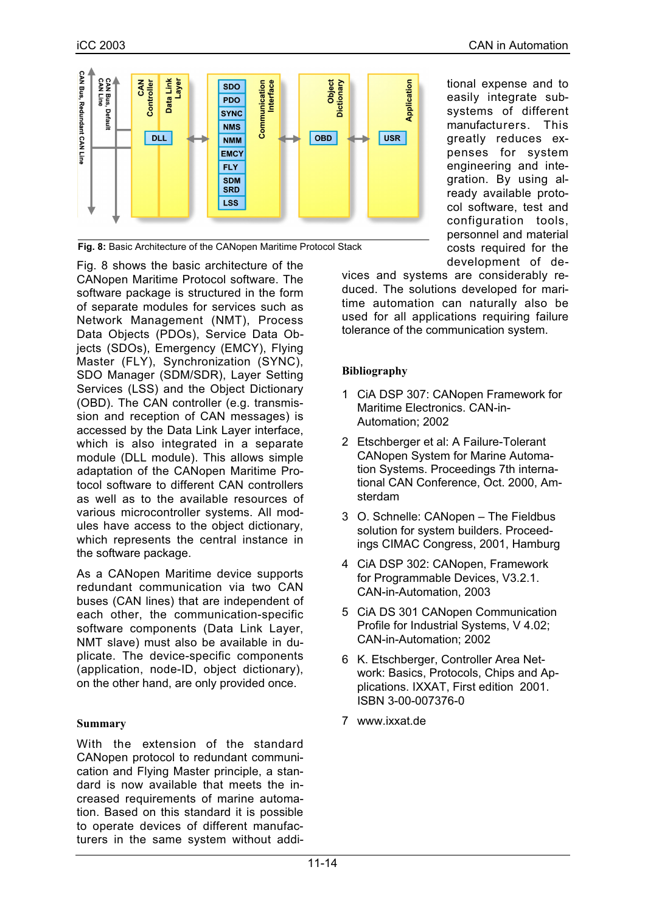Fig. 8: Basic Architecture of the CANopen Maritime Protocol Stack

Fig. 8 shows the basic architecture of the CANopen Maritime Protocol software. The software package is structured in the form of separate modules for services such as Network Management (NMT), Process Data Objects (PDOs), Service Data Objects (SDOs), Emergency (EMCY), Flying Master (FLY), Synchronization (SYNC), SDO Manager (SDM/SDR), Layer Setting Services (LSS) and the Object Dictionary (OBD). The CAN controller (e.g. transmission and reception of CAN messages) is accessed by the Data Link Layer interface, which is also integrated in a separate module (DLL module). This allows simple adaptation of the CANopen Maritime Protocol software to different CAN controllers as well as to the available resources of various microcontroller systems. All modules have access to the object dictionary, which represents the central instance in the software package.

As a CANopen Maritime device supports redundant communication via two CAN buses (CAN lines) that are independent of each other, the communication-specific software components (Data Link Layer, NMT slave) must also be available in duplicate. The device-specific components (application, node-ID, object dictionary), on the other hand, are only provided once.

## Summary

With the extension of the standard CANopen protocol to redundant communication and Flying Master principle, a standard is now available that meets the increased requirements of marine automation. Based on this standard it is possible to operate devices of different manufacturers in the same system without additional expense and to easily integrate subsystems of different manufacturers. This greatly reduces expenses for system engineering and integration. By using already available protocol software, test and configuration tools, personnel and material costs required for the development of devices and systems are considerably reduced. The solutions developed for maritime automation can naturally also be used for all applications requiring failure tolerance of the communication system.

## Bibliography

1. CiA DSP 307: CANopen Framework for Maritime Electronics. CAN-in-Automation; 2002
2. Etschberger et al: A Failure-Tolerant CANopen System for Marine Automation Systems. Proceedings 7th international CAN Conference, Oct. 2000, Amsterdam
3. O. Schnelle: CANopen – The Fieldbus solution for system builders. Proceedings CIMAC Congress, 2001, Hamburg
4. CiA DSP 302: CANopen, Framework for Programmable Devices, V3.2.1. CAN-in-Automation, 2003
5. CiA DS 301 CANopen Communication Profile for Industrial Systems, V 4.02; CAN-in-Automation; 2002
6. K. Etschberger, Controller Area Network: Basics, Protocols, Chips and Applications. IXXAT, First edition 2001. ISBN 3-00-007376-0
7. www.ixxat.de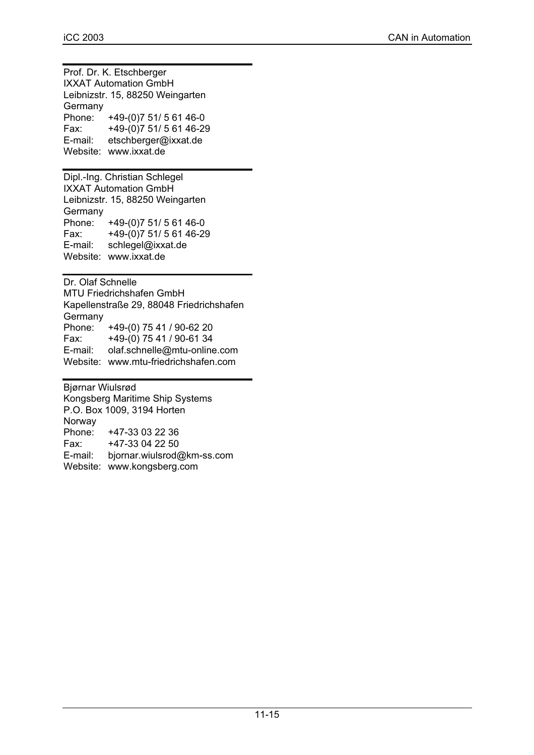Prof. Dr. K. Etschberger
IXXAT Automation GmbH
Leibnizstr. 15, 88250 Weingarten
Germany
Phone: +49-(0)7 51/ 5 61 46-0
Fax: +49-(0)7 51/ 5 61 46-29
E-mail: etschberger@ixxat.de
Website: www.ixxat.de

---

Dipl.-Ing. Christian Schlegel
IXXAT Automation GmbH
Leibnizstr. 15, 88250 Weingarten
Germany
Phone: +49-(0)7 51/ 5 61 46-0
Fax: +49-(0)7 51/ 5 61 46-29
E-mail: schlegel@ixxat.de
Website: www.ixxat.de

---

Dr. Olaf Schnelle
MTU Friedrichshafen GmbH
Kapellenstraße 29, 88048 Friedrichshafen
Germany
Phone: +49-(0) 75 41 / 90-62 20
Fax: +49-(0) 75 41 / 90-61 34
E-mail: olaf.schnelle@mtu-online.com
Website: www.mtu-friedrichshafen.com

---

Bjørnar Wiulsrød
Kongsberg Maritime Ship Systems
P.O. Box 1009, 3194 Horten
Norway
Phone: +47-33 03 22 36
Fax: +47-33 04 22 50
E-mail: bjornar.wiulsrod@km-ss.com
Website: www.kongsberg.com